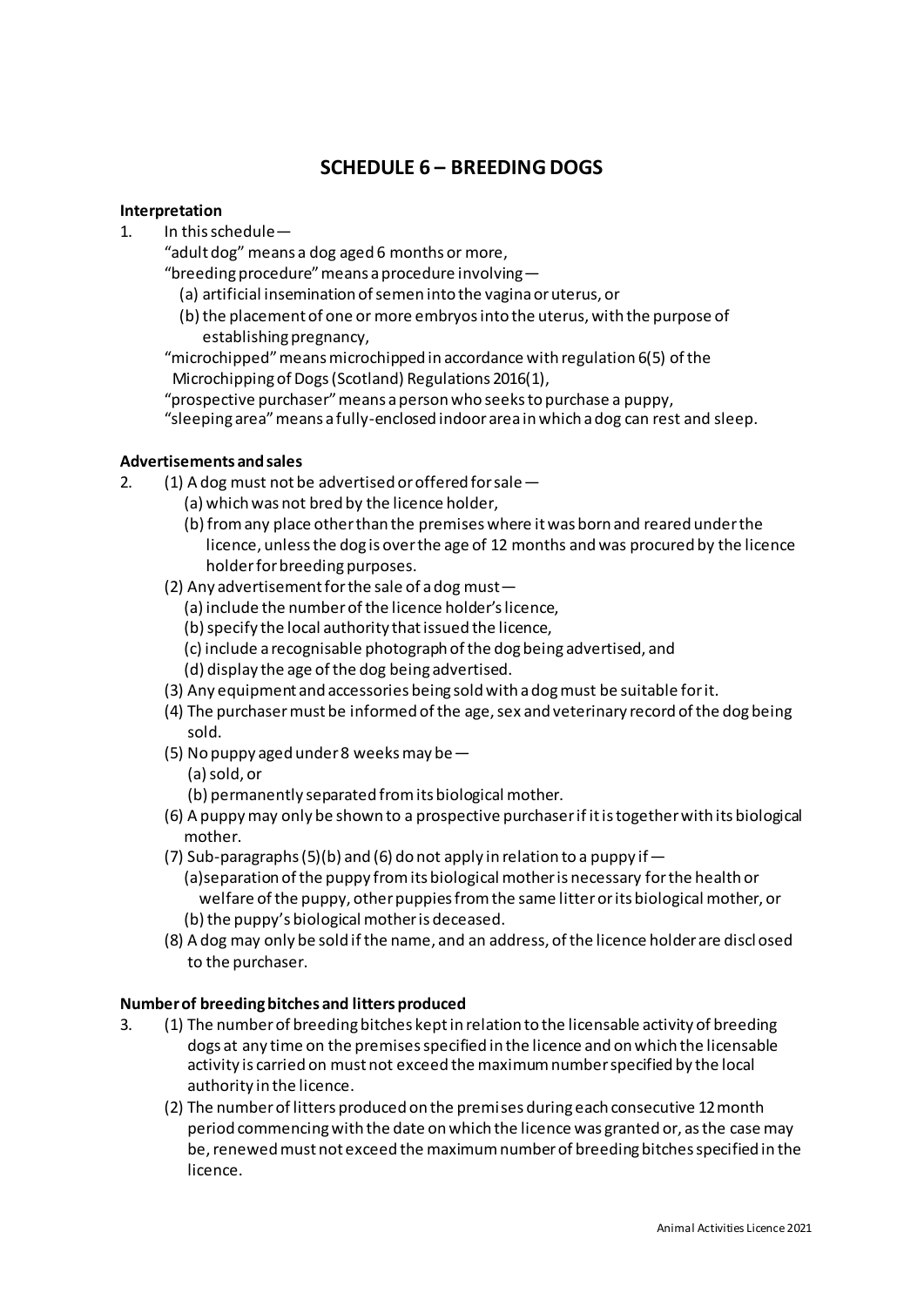# SCHEDULE 6 – BREEDING DOGS

**Interpretation**

1. In this schedule—

"adult dog" means a dog aged 6 months or more,

"breeding procedure" means a procedure involving—

(a) artificial insemination of semen into the vagina or uterus, or

(b) the placement of one or more embryos into the uterus, with the purpose of establishing pregnancy,

"microchipped" means microchipped in accordance with regulation 6(5) of the Microchipping of Dogs (Scotland) Regulations 2016(1),

"prospective purchaser" means a person who seeks to purchase a puppy,

"sleeping area" means a fully-enclosed indoor area in which a dog can rest and sleep.

**Advertisements and sales**

2. (1) A dog must not be advertised or offered for sale—

(a) which was not bred by the licence holder,

(b) from any place other than the premises where it was born and reared under the licence, unless the dog is over the age of 12 months and was procured by the licence holder for breeding purposes.

(2) Any advertisement for the sale of a dog must—

(a) include the number of the licence holder's licence,

(b) specify the local authority that issued the licence,

(c) include a recognisable photograph of the dog being advertised, and

(d) display the age of the dog being advertised.

(3) Any equipment and accessories being sold with a dog must be suitable for it.

(4) The purchaser must be informed of the age, sex and veterinary record of the dog being sold.

(5) No puppy aged under 8 weeks may be—

(a) sold, or

(b) permanently separated from its biological mother.

(6) A puppy may only be shown to a prospective purchaser if it is together with its biological mother.

(7) Sub-paragraphs (5)(b) and (6) do not apply in relation to a puppy if—

(a) separation of the puppy from its biological mother is necessary for the health or welfare of the puppy, other puppies from the same litter or its biological mother, or

(b) the puppy's biological mother is deceased.

(8) A dog may only be sold if the name, and an address, of the licence holder are disclosed to the purchaser.

**Number of breeding bitches and litters produced**

3. (1) The number of breeding bitches kept in relation to the licensable activity of breeding dogs at any time on the premises specified in the licence and on which the licensable activity is carried on must not exceed the maximum number specified by the local authority in the licence.

(2) The number of litters produced on the premises during each consecutive 12 month period commencing with the date on which the licence was granted or, as the case may be, renewed must not exceed the maximum number of breeding bitches specified in the licence.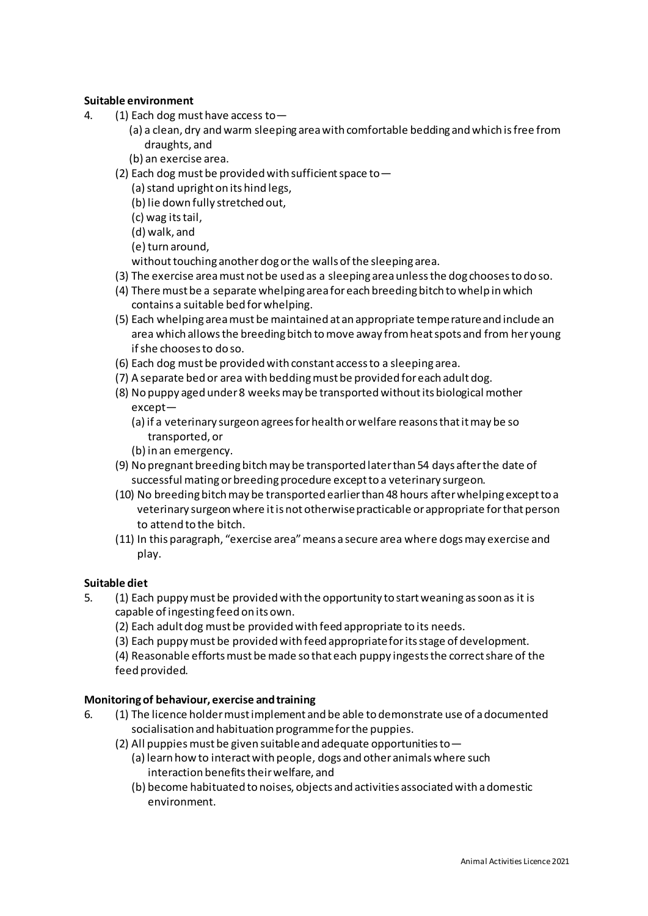**Suitable environment**

4. (1) Each dog must have access to—
   (a) a clean, dry and warm sleeping area with comfortable bedding and which is free from draughts, and
   (b) an exercise area.

   (2) Each dog must be provided with sufficient space to—
   (a) stand upright on its hind legs,
   (b) lie down fully stretched out,
   (c) wag its tail,
   (d) walk, and
   (e) turn around,
   without touching another dog or the walls of the sleeping area.

   (3) The exercise area must not be used as a sleeping area unless the dog chooses to do so.

   (4) There must be a separate whelping area for each breeding bitch to whelp in which contains a suitable bed for whelping.

   (5) Each whelping area must be maintained at an appropriate temperature and include an area which allows the breeding bitch to move away from heat spots and from her young if she chooses to do so.

   (6) Each dog must be provided with constant access to a sleeping area.

   (7) A separate bed or area with bedding must be provided for each adult dog.

   (8) No puppy aged under 8 weeks may be transported without its biological mother except—
   (a) if a veterinary surgeon agrees for health or welfare reasons that it may be so transported, or
   (b) in an emergency.

   (9) No pregnant breeding bitch may be transported later than 54 days after the date of successful mating or breeding procedure except to a veterinary surgeon.

   (10) No breeding bitch may be transported earlier than 48 hours after whelping except to a veterinary surgeon where it is not otherwise practicable or appropriate for that person to attend to the bitch.

   (11) In this paragraph, "exercise area" means a secure area where dogs may exercise and play.

**Suitable diet**

5. (1) Each puppy must be provided with the opportunity to start weaning as soon as it is capable of ingesting feed on its own.

   (2) Each adult dog must be provided with feed appropriate to its needs.

   (3) Each puppy must be provided with feed appropriate for its stage of development.

   (4) Reasonable efforts must be made so that each puppy ingests the correct share of the feed provided.

**Monitoring of behaviour, exercise and training**

6. (1) The licence holder must implement and be able to demonstrate use of a documented socialisation and habituation programme for the puppies.

   (2) All puppies must be given suitable and adequate opportunities to—
   (a) learn how to interact with people, dogs and other animals where such interaction benefits their welfare, and
   (b) become habituated to noises, objects and activities associated with a domestic environment.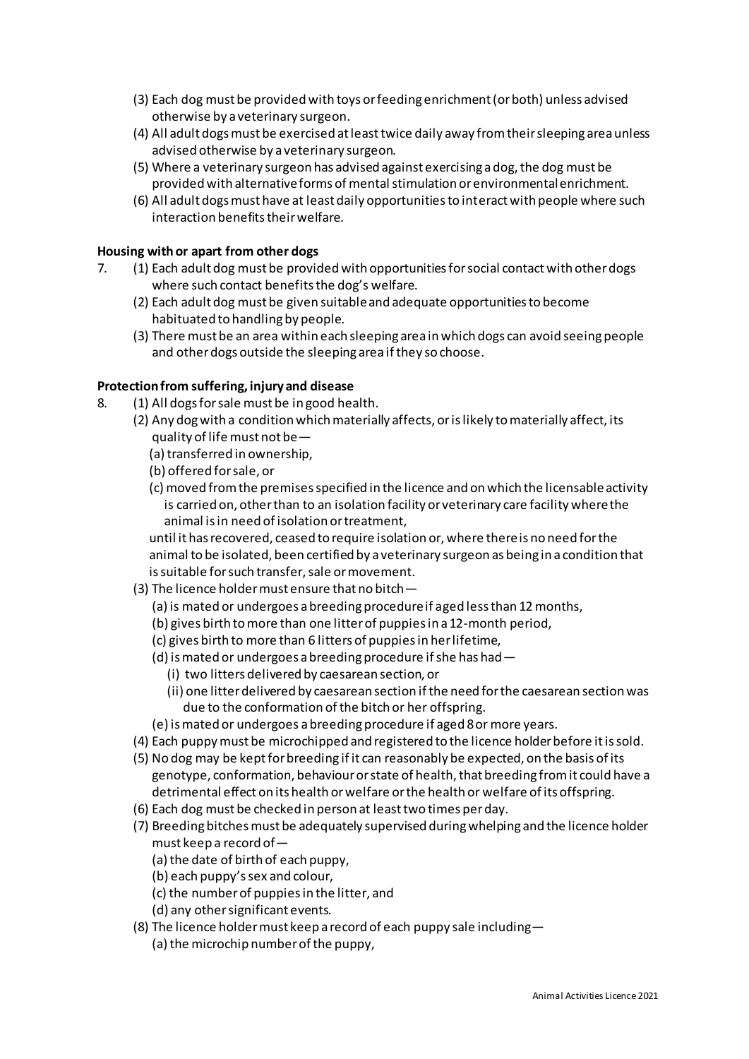(3) Each dog must be provided with toys or feeding enrichment (or both) unless advised otherwise by a veterinary surgeon.

(4) All adult dogs must be exercised at least twice daily away from their sleeping area unless advised otherwise by a veterinary surgeon.

(5) Where a veterinary surgeon has advised against exercising a dog, the dog must be provided with alternative forms of mental stimulation or environmental enrichment.

(6) All adult dogs must have at least daily opportunities to interact with people where such interaction benefits their welfare.

**Housing with or apart from other dogs**

7. (1) Each adult dog must be provided with opportunities for social contact with other dogs where such contact benefits the dog's welfare.

   (2) Each adult dog must be given suitable and adequate opportunities to become habituated to handling by people.

   (3) There must be an area within each sleeping area in which dogs can avoid seeing people and other dogs outside the sleeping area if they so choose.

**Protection from suffering, injury and disease**

8. (1) All dogs for sale must be in good health.

   (2) Any dog with a condition which materially affects, or is likely to materially affect, its quality of life must not be—

   (a) transferred in ownership,

   (b) offered for sale, or

   (c) moved from the premises specified in the licence and on which the licensable activity is carried on, other than to an isolation facility or veterinary care facility where the animal is in need of isolation or treatment,

   until it has recovered, ceased to require isolation or, where there is no need for the animal to be isolated, been certified by a veterinary surgeon as being in a condition that is suitable for such transfer, sale or movement.

   (3) The licence holder must ensure that no bitch—

   (a) is mated or undergoes a breeding procedure if aged less than 12 months,

   (b) gives birth to more than one litter of puppies in a 12-month period,

   (c) gives birth to more than 6 litters of puppies in her lifetime,

   (d) is mated or undergoes a breeding procedure if she has had—

   (i) two litters delivered by caesarean section, or

   (ii) one litter delivered by caesarean section if the need for the caesarean section was due to the conformation of the bitch or her offspring.

   (e) is mated or undergoes a breeding procedure if aged 8 or more years.

   (4) Each puppy must be microchipped and registered to the licence holder before it is sold.

   (5) No dog may be kept for breeding if it can reasonably be expected, on the basis of its genotype, conformation, behaviour or state of health, that breeding from it could have a detrimental effect on its health or welfare or the health or welfare of its offspring.

   (6) Each dog must be checked in person at least two times per day.

   (7) Breeding bitches must be adequately supervised during whelping and the licence holder must keep a record of—

   (a) the date of birth of each puppy,

   (b) each puppy's sex and colour,

   (c) the number of puppies in the litter, and

   (d) any other significant events.

   (8) The licence holder must keep a record of each puppy sale including—

   (a) the microchip number of the puppy,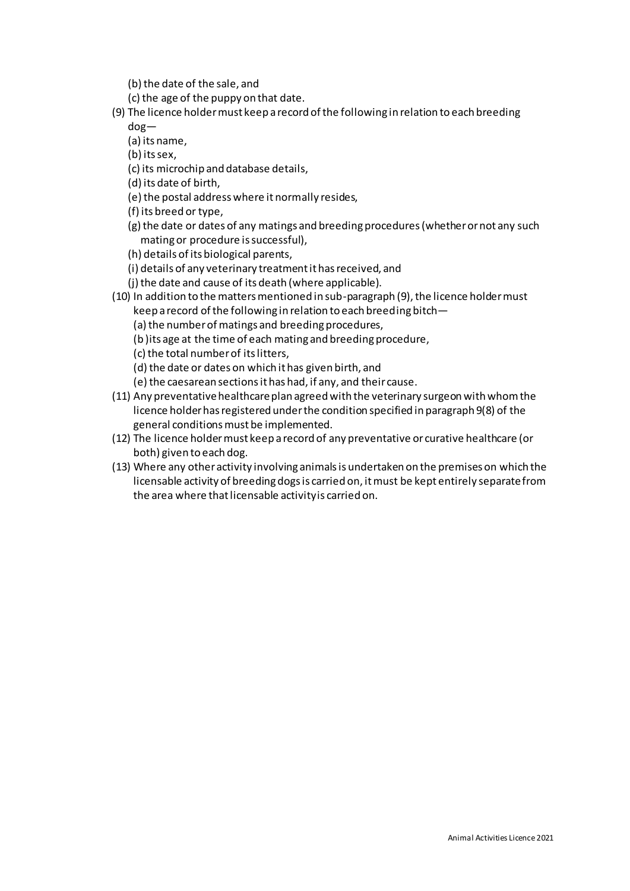(b) the date of the sale, and

(c) the age of the puppy on that date.

(9) The licence holder must keep a record of the following in relation to each breeding dog—

(a) its name,

(b) its sex,

(c) its microchip and database details,

(d) its date of birth,

(e) the postal address where it normally resides,

(f) its breed or type,

(g) the date or dates of any matings and breeding procedures (whether or not any such mating or procedure is successful),

(h) details of its biological parents,

(i) details of any veterinary treatment it has received, and

(j) the date and cause of its death (where applicable).

(10) In addition to the matters mentioned in sub-paragraph (9), the licence holder must keep a record of the following in relation to each breeding bitch—

(a) the number of matings and breeding procedures,

(b )its age at the time of each mating and breeding procedure,

(c) the total number of its litters,

(d) the date or dates on which it has given birth, and

(e) the caesarean sections it has had, if any, and their cause.

(11) Any preventative healthcare plan agreed with the veterinary surgeon with whom the licence holder has registered under the condition specified in paragraph 9(8) of the general conditions must be implemented.

(12) The licence holder must keep a record of any preventative or curative healthcare (or both) given to each dog.

(13) Where any other activity involving animals is undertaken on the premises on which the licensable activity of breeding dogs is carried on, it must be kept entirely separate from the area where that licensable activity is carried on.